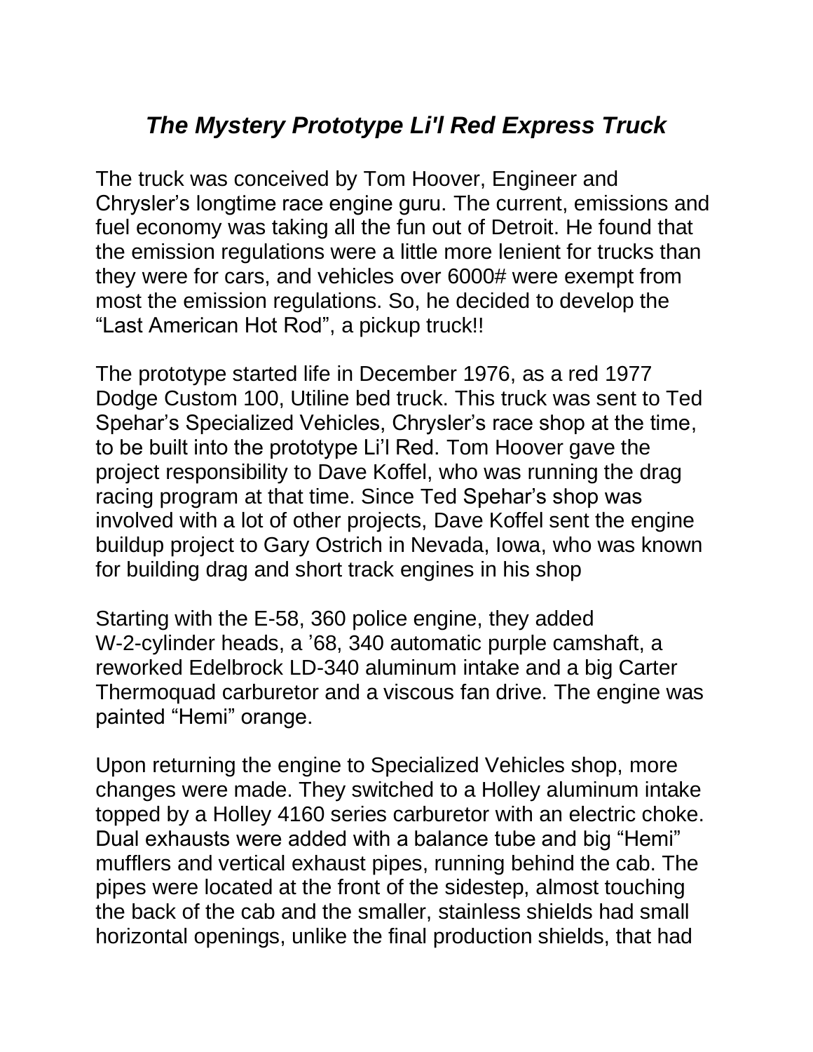# *The Mystery Prototype Li'l Red Express Truck*

The truck was conceived by Tom Hoover, Engineer and Chrysler's longtime race engine guru. The current, emissions and fuel economy was taking all the fun out of Detroit. He found that the emission regulations were a little more lenient for trucks than they were for cars, and vehicles over 6000# were exempt from most the emission regulations. So, he decided to develop the "Last American Hot Rod", a pickup truck!!

The prototype started life in December 1976, as a red 1977 Dodge Custom 100, Utiline bed truck. This truck was sent to Ted Spehar's Specialized Vehicles, Chrysler's race shop at the time, to be built into the prototype Li'l Red. Tom Hoover gave the project responsibility to Dave Koffel, who was running the drag racing program at that time. Since Ted Spehar's shop was involved with a lot of other projects, Dave Koffel sent the engine buildup project to Gary Ostrich in Nevada, Iowa, who was known for building drag and short track engines in his shop

Starting with the E-58, 360 police engine, they added W-2-cylinder heads, a '68, 340 automatic purple camshaft, a reworked Edelbrock LD-340 aluminum intake and a big Carter Thermoquad carburetor and a viscous fan drive. The engine was painted "Hemi" orange.

Upon returning the engine to Specialized Vehicles shop, more changes were made. They switched to a Holley aluminum intake topped by a Holley 4160 series carburetor with an electric choke. Dual exhausts were added with a balance tube and big "Hemi" mufflers and vertical exhaust pipes, running behind the cab. The pipes were located at the front of the sidestep, almost touching the back of the cab and the smaller, stainless shields had small horizontal openings, unlike the final production shields, that had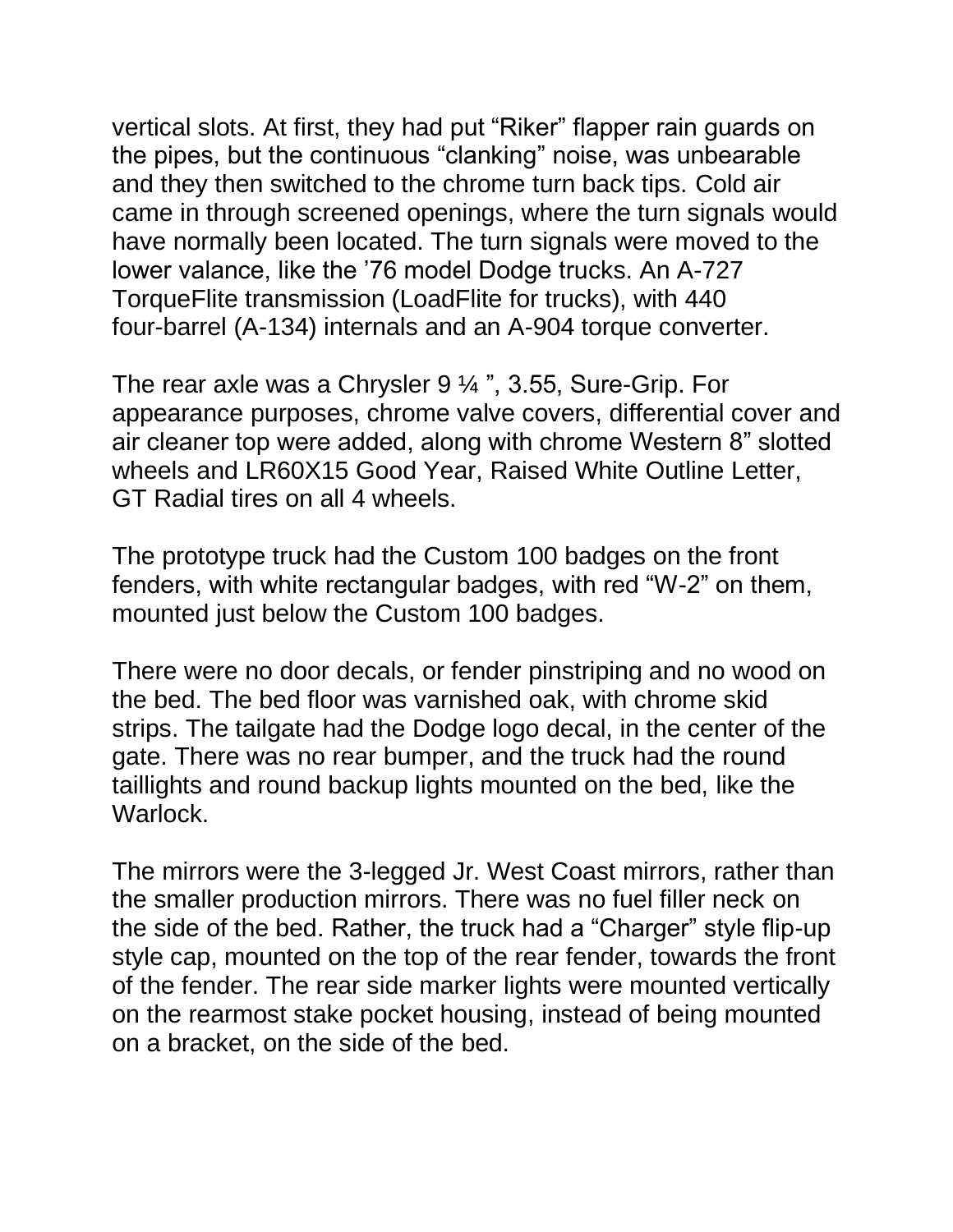vertical slots. At first, they had put "Riker" flapper rain guards on the pipes, but the continuous "clanking" noise, was unbearable and they then switched to the chrome turn back tips. Cold air came in through screened openings, where the turn signals would have normally been located. The turn signals were moved to the lower valance, like the '76 model Dodge trucks. An A-727 TorqueFlite transmission (LoadFlite for trucks), with 440 four-barrel (A-134) internals and an A-904 torque converter.

The rear axle was a Chrysler 9 ¼ ", 3.55, Sure-Grip. For appearance purposes, chrome valve covers, differential cover and air cleaner top were added, along with chrome Western 8" slotted wheels and LR60X15 Good Year, Raised White Outline Letter, GT Radial tires on all 4 wheels.

The prototype truck had the Custom 100 badges on the front fenders, with white rectangular badges, with red "W-2" on them, mounted just below the Custom 100 badges.

There were no door decals, or fender pinstriping and no wood on the bed. The bed floor was varnished oak, with chrome skid strips. The tailgate had the Dodge logo decal, in the center of the gate. There was no rear bumper, and the truck had the round taillights and round backup lights mounted on the bed, like the Warlock.

The mirrors were the 3-legged Jr. West Coast mirrors, rather than the smaller production mirrors. There was no fuel filler neck on the side of the bed. Rather, the truck had a "Charger" style flip-up style cap, mounted on the top of the rear fender, towards the front of the fender. The rear side marker lights were mounted vertically on the rearmost stake pocket housing, instead of being mounted on a bracket, on the side of the bed.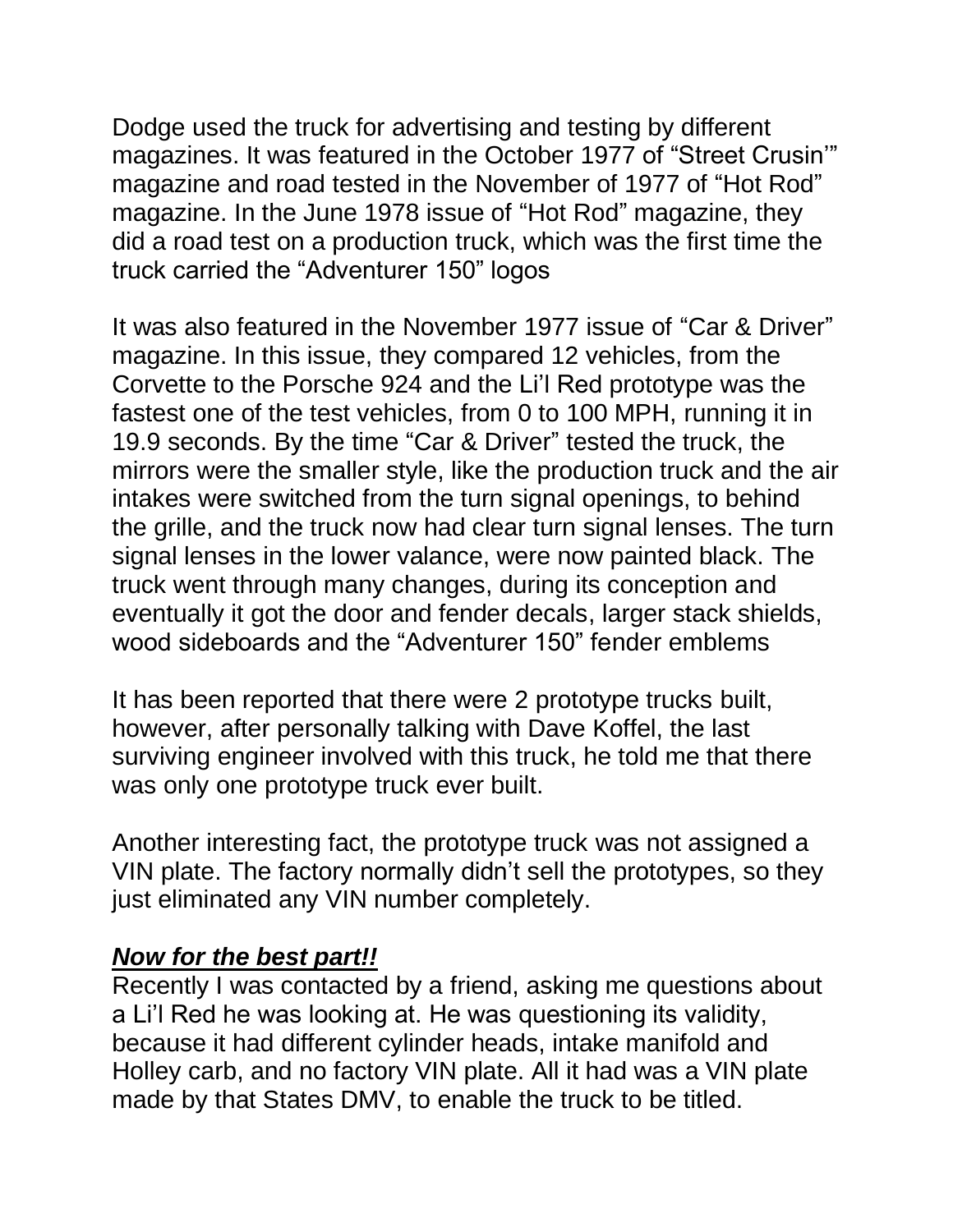Dodge used the truck for advertising and testing by different magazines. It was featured in the October 1977 of "Street Crusin'" magazine and road tested in the November of 1977 of "Hot Rod" magazine. In the June 1978 issue of "Hot Rod" magazine, they did a road test on a production truck, which was the first time the truck carried the "Adventurer 150" logos

It was also featured in the November 1977 issue of "Car & Driver" magazine. In this issue, they compared 12 vehicles, from the Corvette to the Porsche 924 and the Li'l Red prototype was the fastest one of the test vehicles, from 0 to 100 MPH, running it in 19.9 seconds. By the time "Car & Driver" tested the truck, the mirrors were the smaller style, like the production truck and the air intakes were switched from the turn signal openings, to behind the grille, and the truck now had clear turn signal lenses. The turn signal lenses in the lower valance, were now painted black. The truck went through many changes, during its conception and eventually it got the door and fender decals, larger stack shields, wood sideboards and the "Adventurer 150" fender emblems

It has been reported that there were 2 prototype trucks built, however, after personally talking with Dave Koffel, the last surviving engineer involved with this truck, he told me that there was only one prototype truck ever built.

Another interesting fact, the prototype truck was not assigned a VIN plate. The factory normally didn't sell the prototypes, so they just eliminated any VIN number completely.

***<u>Now for the best part!!</u>***

Recently I was contacted by a friend, asking me questions about a Li'l Red he was looking at. He was questioning its validity, because it had different cylinder heads, intake manifold and Holley carb, and no factory VIN plate. All it had was a VIN plate made by that States DMV, to enable the truck to be titled.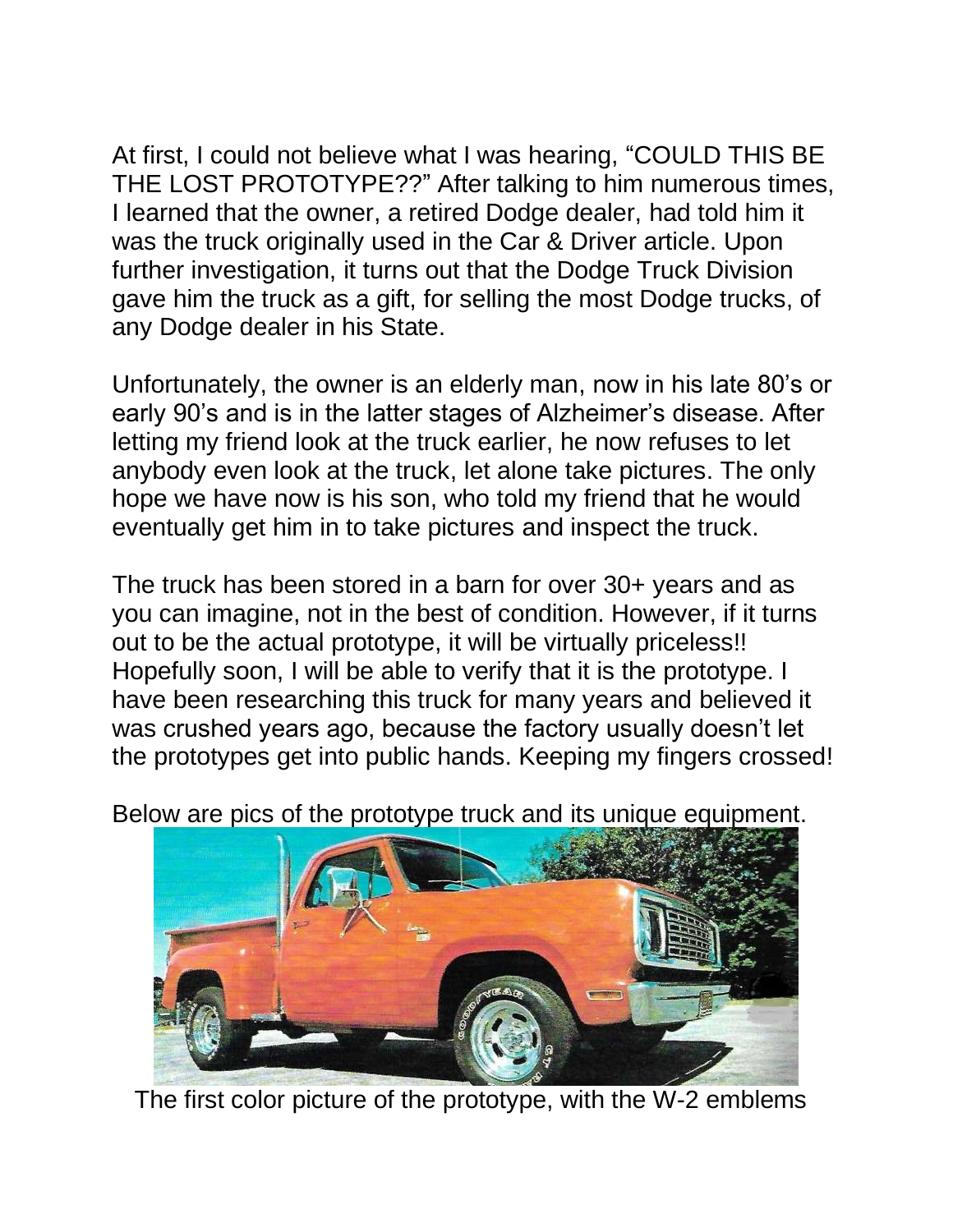At first, I could not believe what I was hearing, "COULD THIS BE THE LOST PROTOTYPE??" After talking to him numerous times, I learned that the owner, a retired Dodge dealer, had told him it was the truck originally used in the Car & Driver article. Upon further investigation, it turns out that the Dodge Truck Division gave him the truck as a gift, for selling the most Dodge trucks, of any Dodge dealer in his State.

Unfortunately, the owner is an elderly man, now in his late 80's or early 90's and is in the latter stages of Alzheimer's disease. After letting my friend look at the truck earlier, he now refuses to let anybody even look at the truck, let alone take pictures. The only hope we have now is his son, who told my friend that he would eventually get him in to take pictures and inspect the truck.

The truck has been stored in a barn for over 30+ years and as you can imagine, not in the best of condition. However, if it turns out to be the actual prototype, it will be virtually priceless!! Hopefully soon, I will be able to verify that it is the prototype. I have been researching this truck for many years and believed it was crushed years ago, because the factory usually doesn't let the prototypes get into public hands. Keeping my fingers crossed!

Below are pics of the prototype truck and its unique equipment.

The first color picture of the prototype, with the W-2 emblems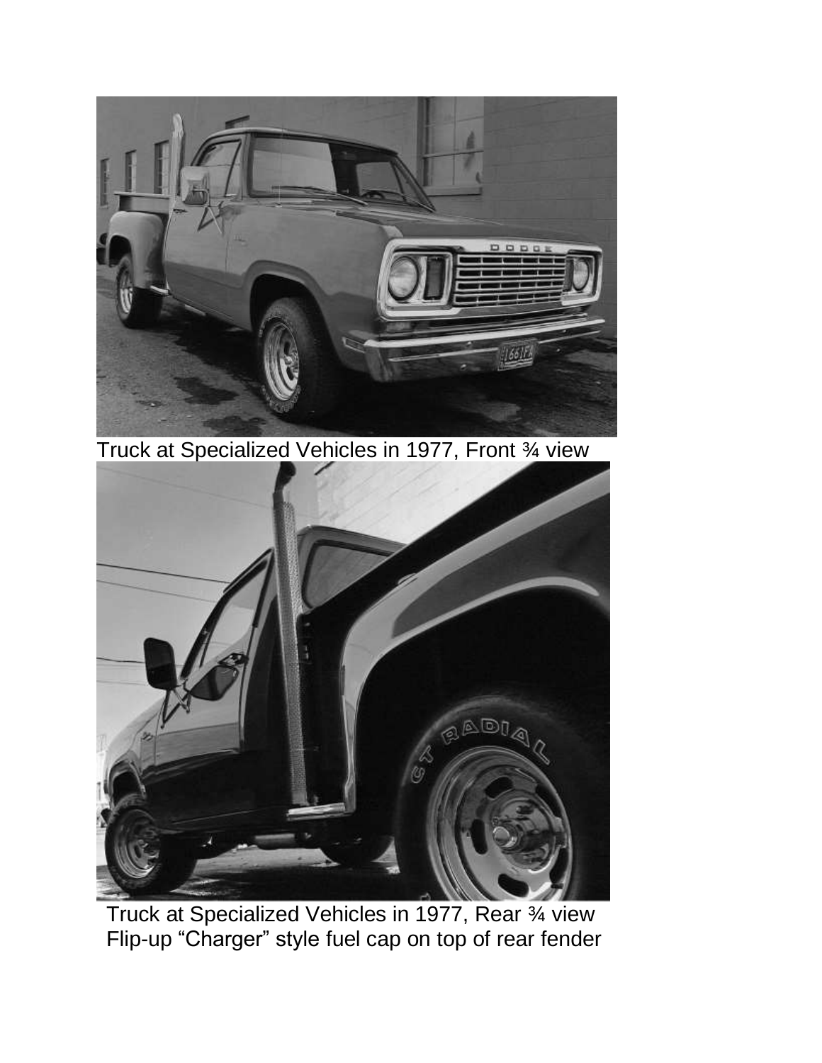Truck at Specialized Vehicles in 1977, Front ¾ view

Truck at Specialized Vehicles in 1977, Rear ¾ view
Flip-up "Charger" style fuel cap on top of rear fender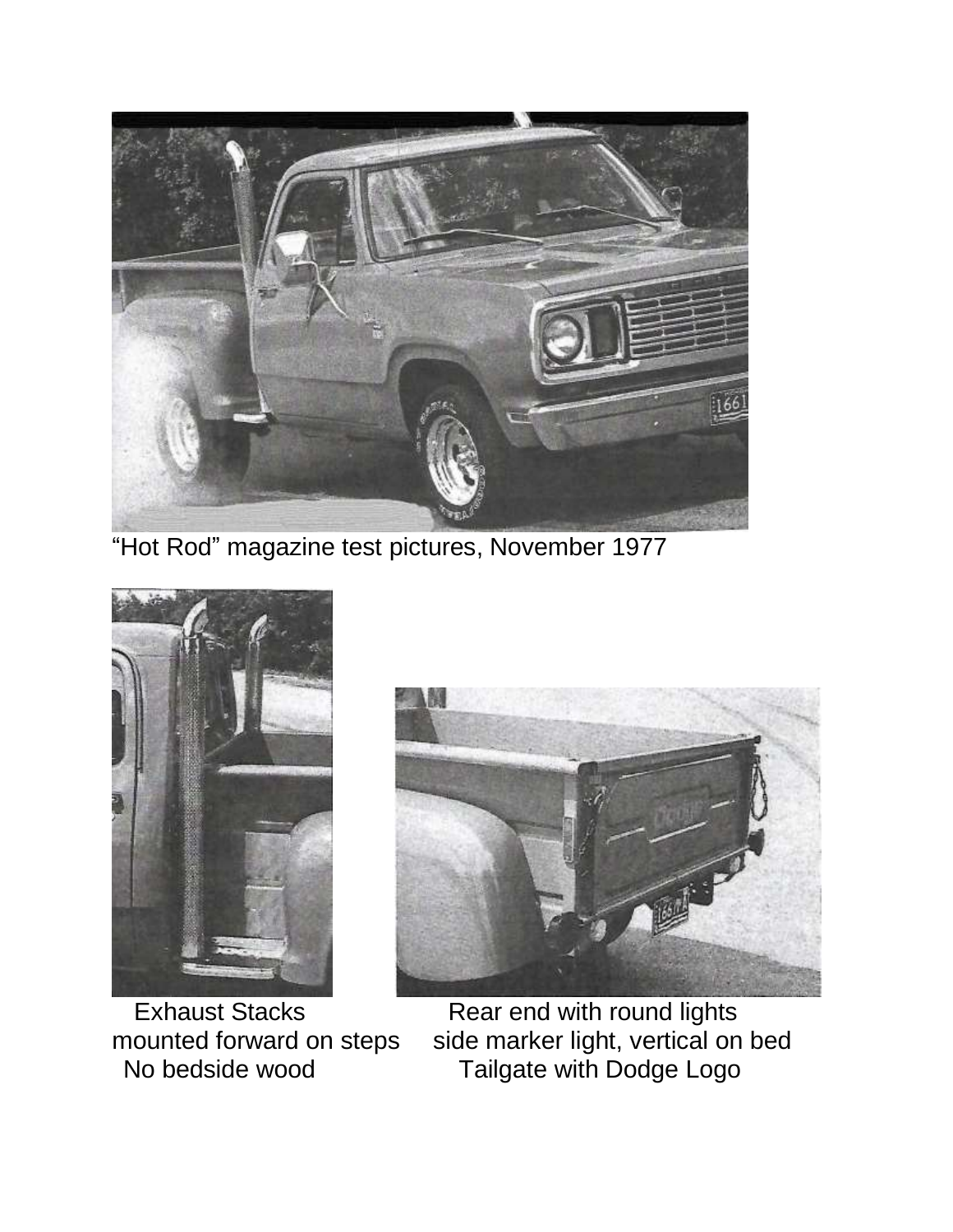"Hot Rod" magazine test pictures, November 1977

Exhaust Stacks
mounted forward on steps
No bedside wood

Rear end with round lights
side marker light, vertical on bed
Tailgate with Dodge Logo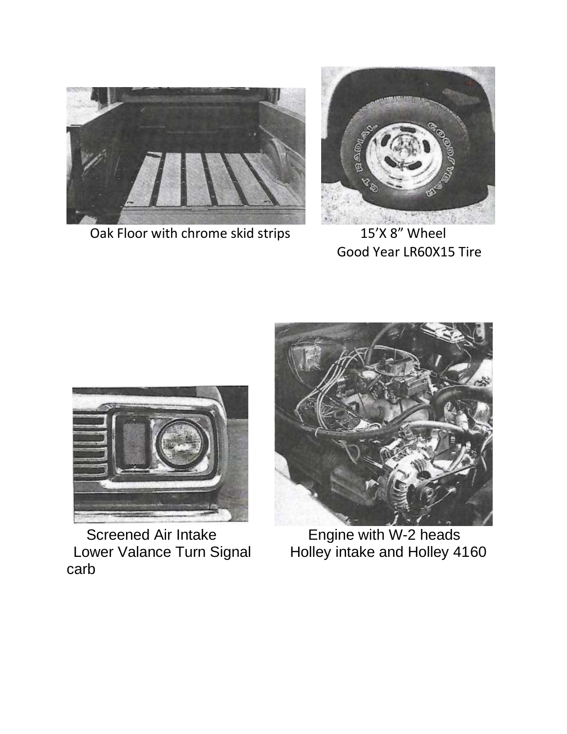Oak Floor with chrome skid strips

15’X 8” Wheel
Good Year LR60X15 Tire

Screened Air Intake
Lower Valance Turn Signal

Engine with W-2 heads
Holley intake and Holley 4160
carb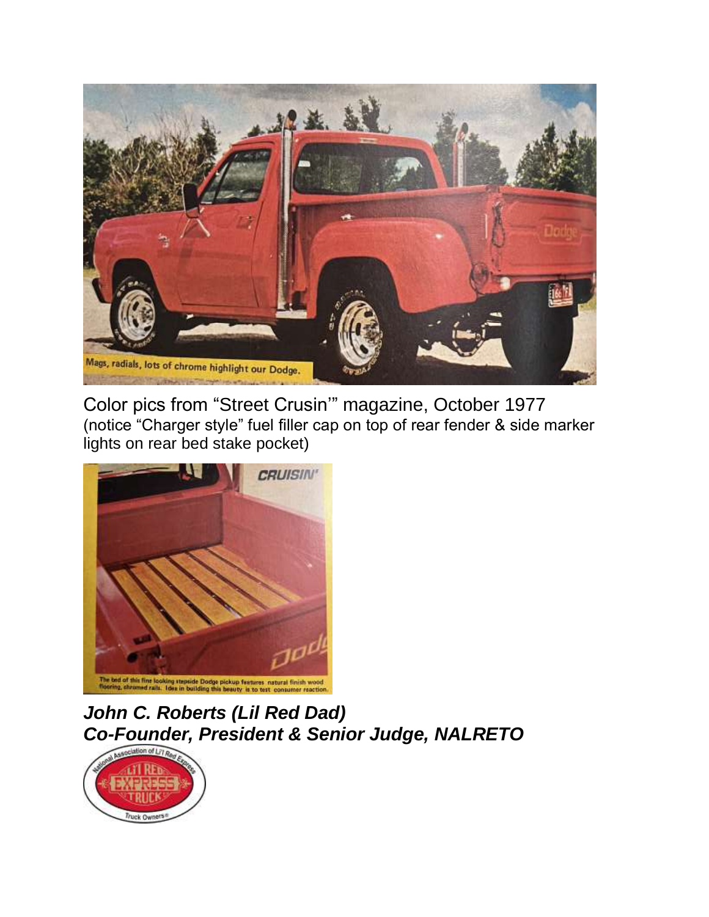Color pics from "Street Crusin'" magazine, October 1977
(notice "Charger style" fuel filler cap on top of rear fender & side marker lights on rear bed stake pocket)

***John C. Roberts (Lil Red Dad)***
***Co-Founder, President & Senior Judge, NALRETO***